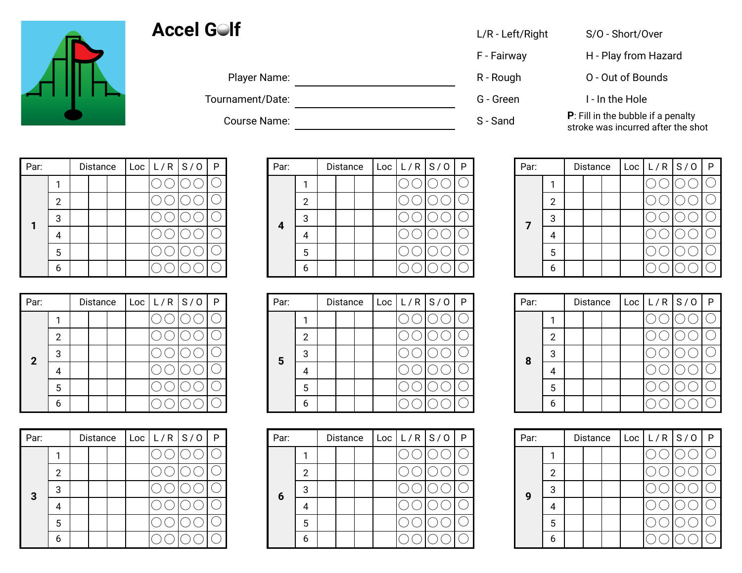# Accel Golf

Player Name: ____________________

Tournament/Date: ____________________

Course Name: ____________________

L/R - Left/Right
F - Fairway
R - Rough
G - Green
S - Sand

S/O - Short/Over
H - Play from Hazard
O - Out of Bounds
I - In the Hole

**P**: Fill in the bubble if a penalty stroke was incurred after the shot

| Par: | | Distance | | | Loc | L / R | | S / O | | P |
|---|---|---|---|---|---|---|---|---|---|---|
| 1 | 1 | | | | | ○ | ○ | ○ | ○ | ○ |
| | 2 | | | | | ○ | ○ | ○ | ○ | ○ |
| | 3 | | | | | ○ | ○ | ○ | ○ | ○ |
| | 4 | | | | | ○ | ○ | ○ | ○ | ○ |
| | 5 | | | | | ○ | ○ | ○ | ○ | ○ |
| | 6 | | | | | ○ | ○ | ○ | ○ | ○ |

| Par: | | Distance | | | Loc | L / R | | S / O | | P |
|---|---|---|---|---|---|---|---|---|---|---|
| 2 | 1 | | | | | ○ | ○ | ○ | ○ | ○ |
| | 2 | | | | | ○ | ○ | ○ | ○ | ○ |
| | 3 | | | | | ○ | ○ | ○ | ○ | ○ |
| | 4 | | | | | ○ | ○ | ○ | ○ | ○ |
| | 5 | | | | | ○ | ○ | ○ | ○ | ○ |
| | 6 | | | | | ○ | ○ | ○ | ○ | ○ |

| Par: | | Distance | | | Loc | L / R | | S / O | | P |
|---|---|---|---|---|---|---|---|---|---|---|
| 3 | 1 | | | | | ○ | ○ | ○ | ○ | ○ |
| | 2 | | | | | ○ | ○ | ○ | ○ | ○ |
| | 3 | | | | | ○ | ○ | ○ | ○ | ○ |
| | 4 | | | | | ○ | ○ | ○ | ○ | ○ |
| | 5 | | | | | ○ | ○ | ○ | ○ | ○ |
| | 6 | | | | | ○ | ○ | ○ | ○ | ○ |

| Par: | | Distance | | | Loc | L / R | | S / O | | P |
|---|---|---|---|---|---|---|---|---|---|---|
| 4 | 1 | | | | | ○ | ○ | ○ | ○ | ○ |
| | 2 | | | | | ○ | ○ | ○ | ○ | ○ |
| | 3 | | | | | ○ | ○ | ○ | ○ | ○ |
| | 4 | | | | | ○ | ○ | ○ | ○ | ○ |
| | 5 | | | | | ○ | ○ | ○ | ○ | ○ |
| | 6 | | | | | ○ | ○ | ○ | ○ | ○ |

| Par: | | Distance | | | Loc | L / R | | S / O | | P |
|---|---|---|---|---|---|---|---|---|---|---|
| 5 | 1 | | | | | ○ | ○ | ○ | ○ | ○ |
| | 2 | | | | | ○ | ○ | ○ | ○ | ○ |
| | 3 | | | | | ○ | ○ | ○ | ○ | ○ |
| | 4 | | | | | ○ | ○ | ○ | ○ | ○ |
| | 5 | | | | | ○ | ○ | ○ | ○ | ○ |
| | 6 | | | | | ○ | ○ | ○ | ○ | ○ |

| Par: | | Distance | | | Loc | L / R | | S / O | | P |
|---|---|---|---|---|---|---|---|---|---|---|
| 6 | 1 | | | | | ○ | ○ | ○ | ○ | ○ |
| | 2 | | | | | ○ | ○ | ○ | ○ | ○ |
| | 3 | | | | | ○ | ○ | ○ | ○ | ○ |
| | 4 | | | | | ○ | ○ | ○ | ○ | ○ |
| | 5 | | | | | ○ | ○ | ○ | ○ | ○ |
| | 6 | | | | | ○ | ○ | ○ | ○ | ○ |

| Par: | | Distance | | | Loc | L / R | | S / O | | P |
|---|---|---|---|---|---|---|---|---|---|---|
| 7 | 1 | | | | | ○ | ○ | ○ | ○ | ○ |
| | 2 | | | | | ○ | ○ | ○ | ○ | ○ |
| | 3 | | | | | ○ | ○ | ○ | ○ | ○ |
| | 4 | | | | | ○ | ○ | ○ | ○ | ○ |
| | 5 | | | | | ○ | ○ | ○ | ○ | ○ |
| | 6 | | | | | ○ | ○ | ○ | ○ | ○ |

| Par: | | Distance | | | Loc | L / R | | S / O | | P |
|---|---|---|---|---|---|---|---|---|---|---|
| 8 | 1 | | | | | ○ | ○ | ○ | ○ | ○ |
| | 2 | | | | | ○ | ○ | ○ | ○ | ○ |
| | 3 | | | | | ○ | ○ | ○ | ○ | ○ |
| | 4 | | | | | ○ | ○ | ○ | ○ | ○ |
| | 5 | | | | | ○ | ○ | ○ | ○ | ○ |
| | 6 | | | | | ○ | ○ | ○ | ○ | ○ |

| Par: | | Distance | | | Loc | L / R | | S / O | | P |
|---|---|---|---|---|---|---|---|---|---|---|
| 9 | 1 | | | | | ○ | ○ | ○ | ○ | ○ |
| | 2 | | | | | ○ | ○ | ○ | ○ | ○ |
| | 3 | | | | | ○ | ○ | ○ | ○ | ○ |
| | 4 | | | | | ○ | ○ | ○ | ○ | ○ |
| | 5 | | | | | ○ | ○ | ○ | ○ | ○ |
| | 6 | | | | | ○ | ○ | ○ | ○ | ○ |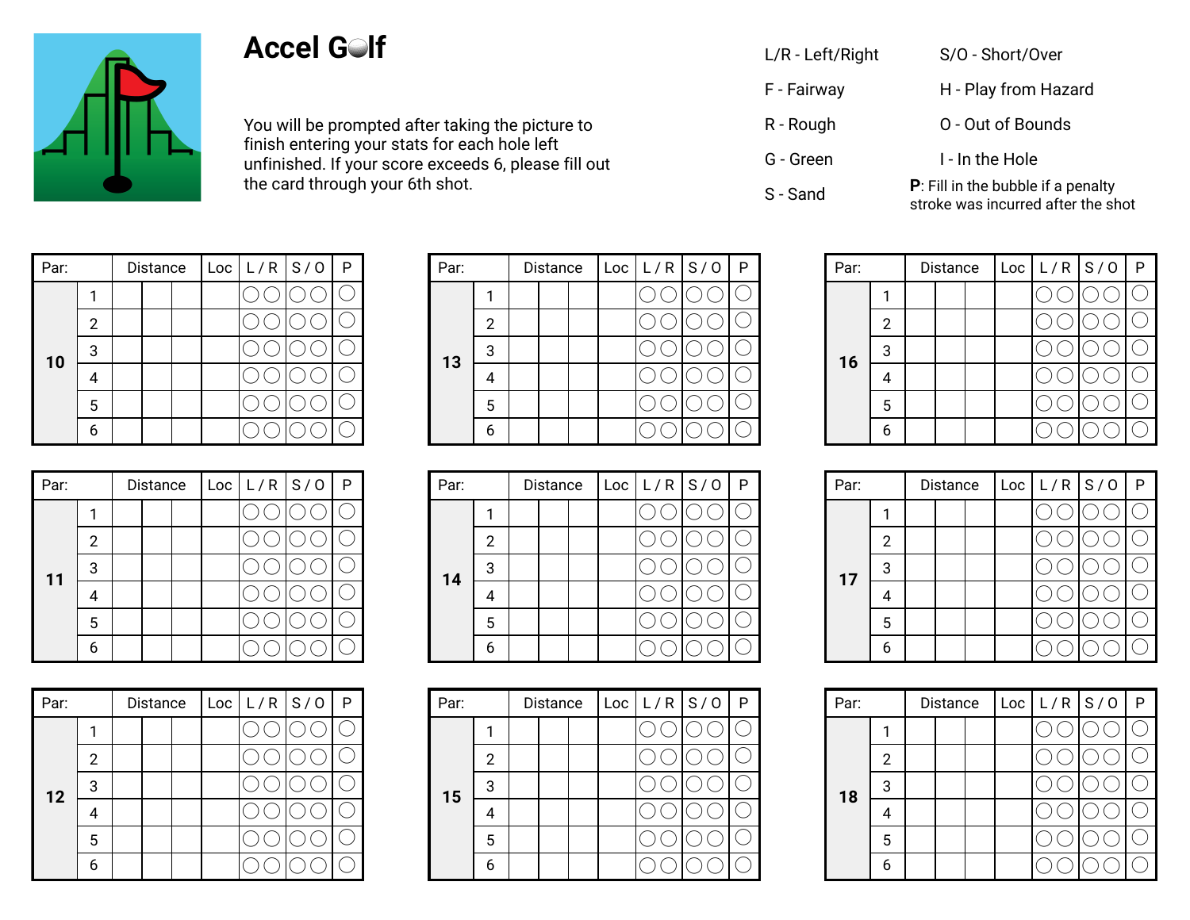# Accel Golf

You will be prompted after taking the picture to finish entering your stats for each hole left unfinished. If your score exceeds 6, please fill out the card through your 6th shot.

L/R - Left/Right

F - Fairway

R - Rough

G - Green

S - Sand

S/O - Short/Over

H - Play from Hazard

O - Out of Bounds

I - In the Hole

**P**: Fill in the bubble if a penalty stroke was incurred after the shot

| Par: | | Distance | | | Loc | L / R | | S / O | | P |
|---|---|---|---|---|---|---|---|---|---|---|
| **10** | 1 | | | | | ○ | ○ | ○ | ○ | ○ |
| | 2 | | | | | ○ | ○ | ○ | ○ | ○ |
| | 3 | | | | | ○ | ○ | ○ | ○ | ○ |
| | 4 | | | | | ○ | ○ | ○ | ○ | ○ |
| | 5 | | | | | ○ | ○ | ○ | ○ | ○ |
| | 6 | | | | | ○ | ○ | ○ | ○ | ○ |

| Par: | | Distance | | | Loc | L / R | | S / O | | P |
|---|---|---|---|---|---|---|---|---|---|---|
| **11** | 1 | | | | | ○ | ○ | ○ | ○ | ○ |
| | 2 | | | | | ○ | ○ | ○ | ○ | ○ |
| | 3 | | | | | ○ | ○ | ○ | ○ | ○ |
| | 4 | | | | | ○ | ○ | ○ | ○ | ○ |
| | 5 | | | | | ○ | ○ | ○ | ○ | ○ |
| | 6 | | | | | ○ | ○ | ○ | ○ | ○ |

| Par: | | Distance | | | Loc | L / R | | S / O | | P |
|---|---|---|---|---|---|---|---|---|---|---|
| **12** | 1 | | | | | ○ | ○ | ○ | ○ | ○ |
| | 2 | | | | | ○ | ○ | ○ | ○ | ○ |
| | 3 | | | | | ○ | ○ | ○ | ○ | ○ |
| | 4 | | | | | ○ | ○ | ○ | ○ | ○ |
| | 5 | | | | | ○ | ○ | ○ | ○ | ○ |
| | 6 | | | | | ○ | ○ | ○ | ○ | ○ |

| Par: | | Distance | | | Loc | L / R | | S / O | | P |
|---|---|---|---|---|---|---|---|---|---|---|
| **13** | 1 | | | | | ○ | ○ | ○ | ○ | ○ |
| | 2 | | | | | ○ | ○ | ○ | ○ | ○ |
| | 3 | | | | | ○ | ○ | ○ | ○ | ○ |
| | 4 | | | | | ○ | ○ | ○ | ○ | ○ |
| | 5 | | | | | ○ | ○ | ○ | ○ | ○ |
| | 6 | | | | | ○ | ○ | ○ | ○ | ○ |

| Par: | | Distance | | | Loc | L / R | | S / O | | P |
|---|---|---|---|---|---|---|---|---|---|---|
| **14** | 1 | | | | | ○ | ○ | ○ | ○ | ○ |
| | 2 | | | | | ○ | ○ | ○ | ○ | ○ |
| | 3 | | | | | ○ | ○ | ○ | ○ | ○ |
| | 4 | | | | | ○ | ○ | ○ | ○ | ○ |
| | 5 | | | | | ○ | ○ | ○ | ○ | ○ |
| | 6 | | | | | ○ | ○ | ○ | ○ | ○ |

| Par: | | Distance | | | Loc | L / R | | S / O | | P |
|---|---|---|---|---|---|---|---|---|---|---|
| **15** | 1 | | | | | ○ | ○ | ○ | ○ | ○ |
| | 2 | | | | | ○ | ○ | ○ | ○ | ○ |
| | 3 | | | | | ○ | ○ | ○ | ○ | ○ |
| | 4 | | | | | ○ | ○ | ○ | ○ | ○ |
| | 5 | | | | | ○ | ○ | ○ | ○ | ○ |
| | 6 | | | | | ○ | ○ | ○ | ○ | ○ |

| Par: | | Distance | | | Loc | L / R | | S / O | | P |
|---|---|---|---|---|---|---|---|---|---|---|
| **16** | 1 | | | | | ○ | ○ | ○ | ○ | ○ |
| | 2 | | | | | ○ | ○ | ○ | ○ | ○ |
| | 3 | | | | | ○ | ○ | ○ | ○ | ○ |
| | 4 | | | | | ○ | ○ | ○ | ○ | ○ |
| | 5 | | | | | ○ | ○ | ○ | ○ | ○ |
| | 6 | | | | | ○ | ○ | ○ | ○ | ○ |

| Par: | | Distance | | | Loc | L / R | | S / O | | P |
|---|---|---|---|---|---|---|---|---|---|---|
| **17** | 1 | | | | | ○ | ○ | ○ | ○ | ○ |
| | 2 | | | | | ○ | ○ | ○ | ○ | ○ |
| | 3 | | | | | ○ | ○ | ○ | ○ | ○ |
| | 4 | | | | | ○ | ○ | ○ | ○ | ○ |
| | 5 | | | | | ○ | ○ | ○ | ○ | ○ |
| | 6 | | | | | ○ | ○ | ○ | ○ | ○ |

| Par: | | Distance | | | Loc | L / R | | S / O | | P |
|---|---|---|---|---|---|---|---|---|---|---|
| **18** | 1 | | | | | ○ | ○ | ○ | ○ | ○ |
| | 2 | | | | | ○ | ○ | ○ | ○ | ○ |
| | 3 | | | | | ○ | ○ | ○ | ○ | ○ |
| | 4 | | | | | ○ | ○ | ○ | ○ | ○ |
| | 5 | | | | | ○ | ○ | ○ | ○ | ○ |
| | 6 | | | | | ○ | ○ | ○ | ○ | ○ |